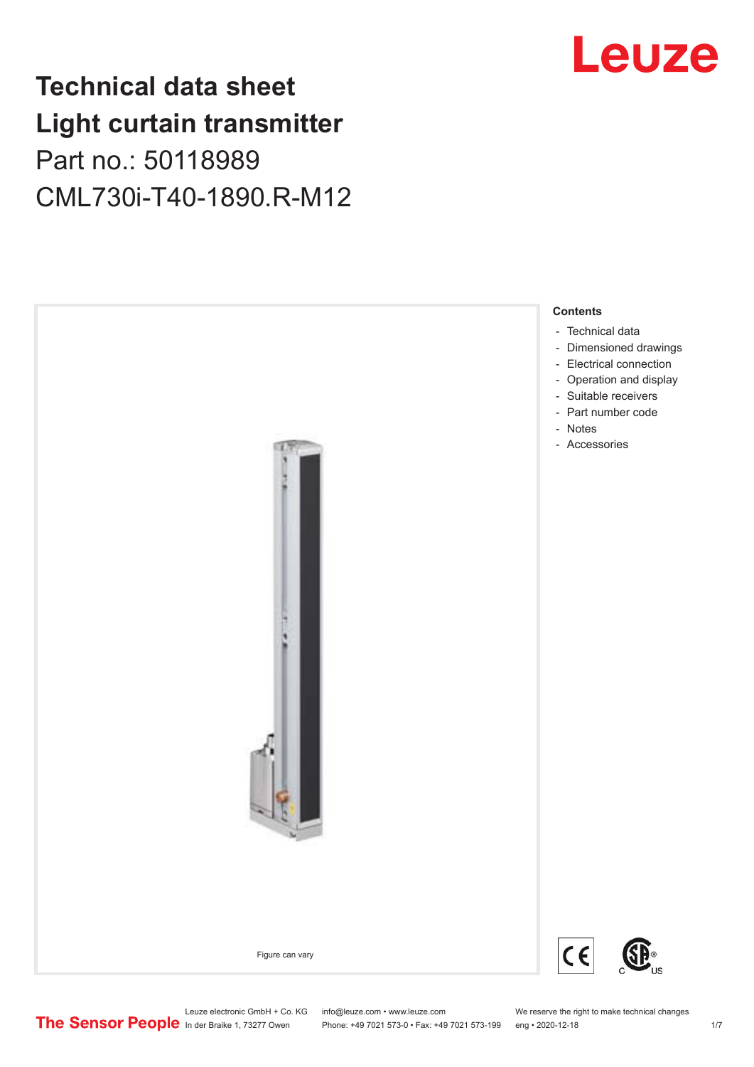# Technical data sheet
# Light curtain transmitter

Part no.: 50118989

CML730i-T40-1890.R-M12

Figure can vary

**Contents**

- Technical data
- Dimensioned drawings
- Electrical connection
- Operation and display
- Suitable receivers
- Part number code
- Notes
- Accessories

Leuze electronic GmbH + Co. KG
In der Braike 1, 73277 Owen

info@leuze.com • www.leuze.com
Phone: +49 7021 573-0 • Fax: +49 7021 573-199

We reserve the right to make technical changes
eng • 2020-12-18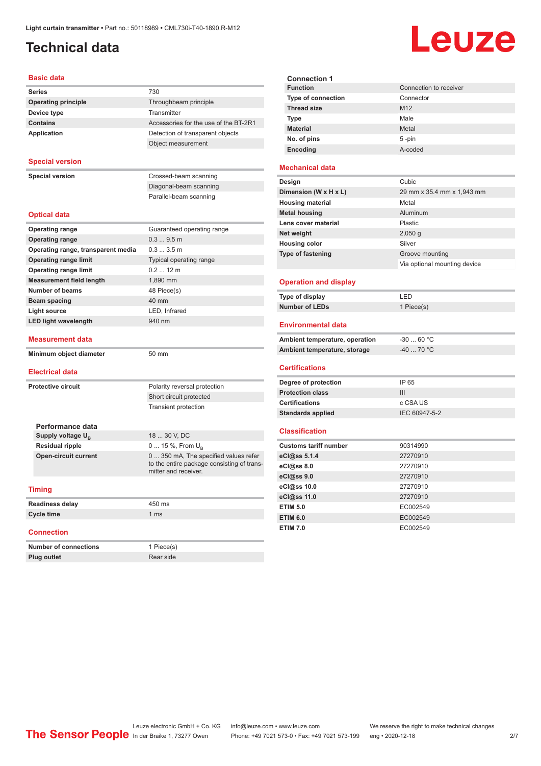# Technical data

## Basic data

| | |
|---|---|
| **Series** | 730 |
| **Operating principle** | Throughbeam principle |
| **Device type** | Transmitter |
| **Contains** | Accessories for the use of the BT-2R1 |
| **Application** | Detection of transparent objects |
| | Object measurement |

## Special version

| | |
|---|---|
| **Special version** | Crossed-beam scanning |
| | Diagonal-beam scanning |
| | Parallel-beam scanning |

## Optical data

| | |
|---|---|
| **Operating range** | Guaranteed operating range |
| **Operating range** | 0.3 ... 9.5 m |
| **Operating range, transparent media** | 0.3 ... 3.5 m |
| **Operating range limit** | Typical operating range |
| **Operating range limit** | 0.2 ... 12 m |
| **Measurement field length** | 1,890 mm |
| **Number of beams** | 48 Piece(s) |
| **Beam spacing** | 40 mm |
| **Light source** | LED, Infrared |
| **LED light wavelength** | 940 nm |

## Measurement data

| | |
|---|---|
| **Minimum object diameter** | 50 mm |

## Electrical data

| | |
|---|---|
| **Protective circuit** | Polarity reversal protection |
| | Short circuit protected |
| | Transient protection |

### Performance data

| | |
|---|---|
| **Supply voltage $U_B$** | 18 ... 30 V, DC |
| **Residual ripple** | 0 ... 15 %, From $U_B$ |
| **Open-circuit current** | 0 ... 350 mA, The specified values refer to the entire package consisting of transmitter and receiver. |

## Timing

| | |
|---|---|
| **Readiness delay** | 450 ms |
| **Cycle time** | 1 ms |

## Connection

| | |
|---|---|
| **Number of connections** | 1 Piece(s) |
| **Plug outlet** | Rear side |

### Connection 1

| | |
|---|---|
| **Function** | Connection to receiver |
| **Type of connection** | Connector |
| **Thread size** | M12 |
| **Type** | Male |
| **Material** | Metal |
| **No. of pins** | 5 -pin |
| **Encoding** | A-coded |

## Mechanical data

| | |
|---|---|
| **Design** | Cubic |
| **Dimension (W x H x L)** | 29 mm x 35.4 mm x 1,943 mm |
| **Housing material** | Metal |
| **Metal housing** | Aluminum |
| **Lens cover material** | Plastic |
| **Net weight** | 2,050 g |
| **Housing color** | Silver |
| **Type of fastening** | Groove mounting |
| | Via optional mounting device |

## Operation and display

| | |
|---|---|
| **Type of display** | LED |
| **Number of LEDs** | 1 Piece(s) |

## Environmental data

| | |
|---|---|
| **Ambient temperature, operation** | -30 ... 60 °C |
| **Ambient temperature, storage** | -40 ... 70 °C |

## Certifications

| | |
|---|---|
| **Degree of protection** | IP 65 |
| **Protection class** | III |
| **Certifications** | c CSA US |
| **Standards applied** | IEC 60947-5-2 |

## Classification

| | |
|---|---|
| **Customs tariff number** | 90314990 |
| **eCl@ss 5.1.4** | 27270910 |
| **eCl@ss 8.0** | 27270910 |
| **eCl@ss 9.0** | 27270910 |
| **eCl@ss 10.0** | 27270910 |
| **eCl@ss 11.0** | 27270910 |
| **ETIM 5.0** | EC002549 |
| **ETIM 6.0** | EC002549 |
| **ETIM 7.0** | EC002549 |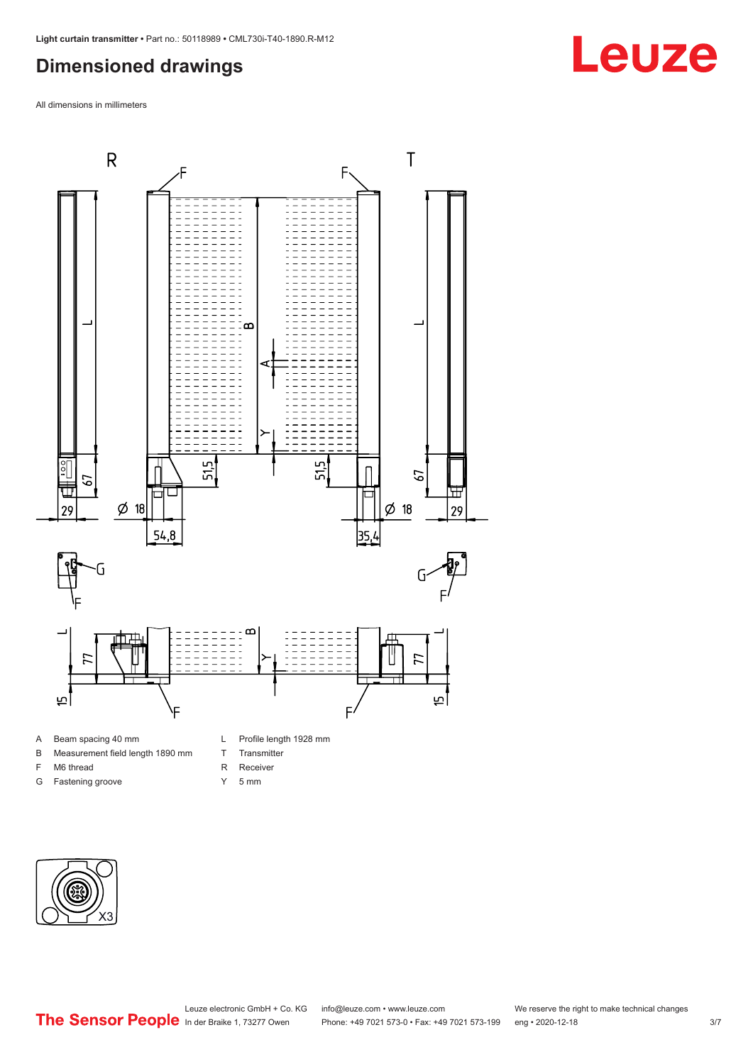## Dimensioned drawings

All dimensions in millimeters

- A Beam spacing 40 mm
- B Measurement field length 1890 mm
- F M6 thread
- G Fastening groove
- L Profile length 1928 mm
- T Transmitter
- R Receiver
- Y 5 mm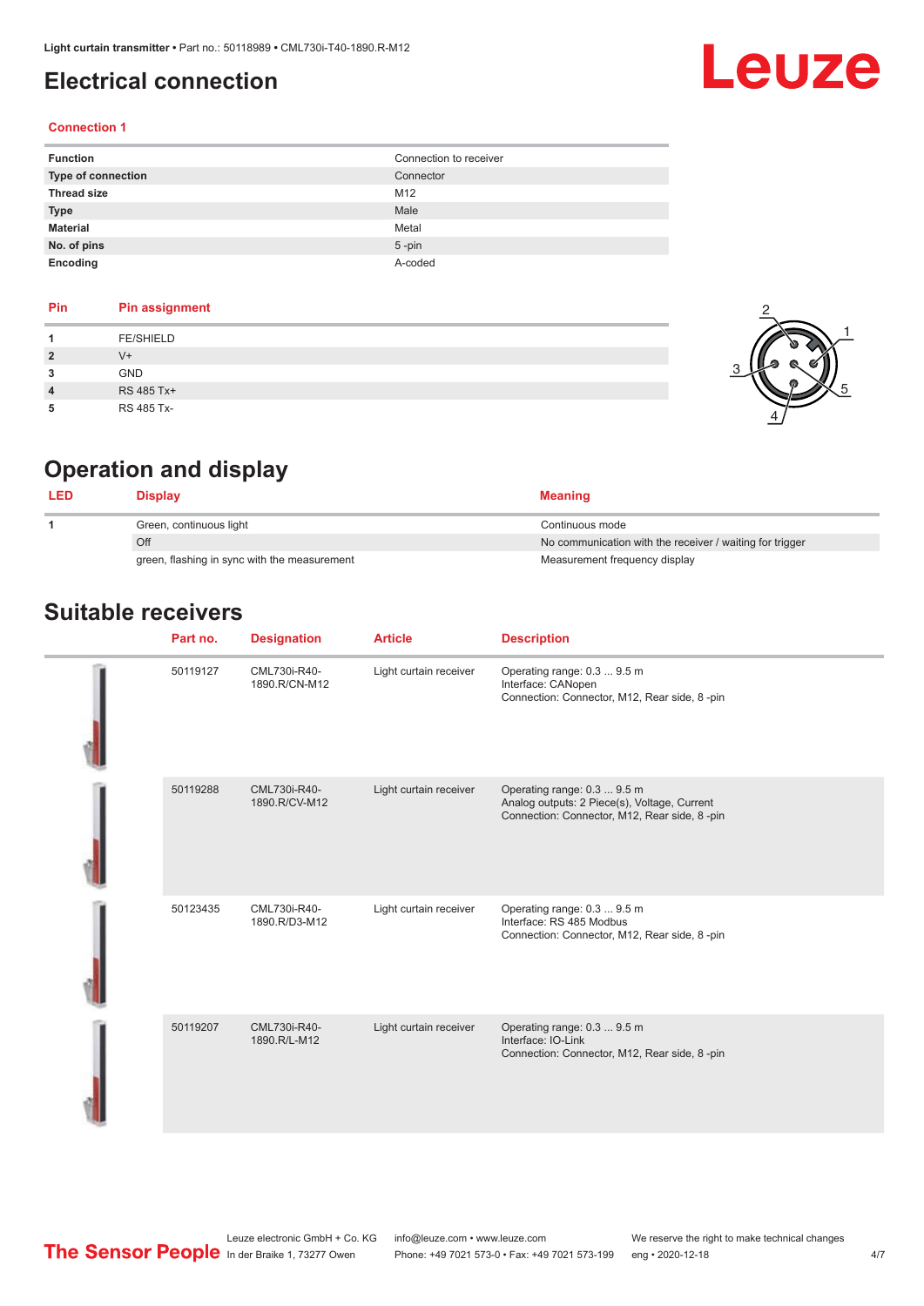Light curtain transmitter • Part no.: 50118989 • CML730i-T40-1890.R-M12

# Electrical connection

### Connection 1

| | |
|---|---|
| **Function** | Connection to receiver |
| **Type of connection** | Connector |
| **Thread size** | M12 |
| **Type** | Male |
| **Material** | Metal |
| **No. of pins** | 5 -pin |
| **Encoding** | A-coded |

| Pin | Pin assignment |
|---|---|
| **1** | FE/SHIELD |
| **2** | V+ |
| **3** | GND |
| **4** | RS 485 Tx+ |
| **5** | RS 485 Tx- |

# Operation and display

| LED | Display | Meaning |
|---|---|---|
| **1** | Green, continuous light | Continuous mode |
| | Off | No communication with the receiver / waiting for trigger |
| | green, flashing in sync with the measurement | Measurement frequency display |

# Suitable receivers

| Part no. | Designation | Article | Description |
|---|---|---|---|
| 50119127 | CML730i-R40-1890.R/CN-M12 | Light curtain receiver | Operating range: 0.3 ... 9.5 m<br>Interface: CANopen<br>Connection: Connector, M12, Rear side, 8 -pin |
| 50119288 | CML730i-R40-1890.R/CV-M12 | Light curtain receiver | Operating range: 0.3 ... 9.5 m<br>Analog outputs: 2 Piece(s), Voltage, Current<br>Connection: Connector, M12, Rear side, 8 -pin |
| 50123435 | CML730i-R40-1890.R/D3-M12 | Light curtain receiver | Operating range: 0.3 ... 9.5 m<br>Interface: RS 485 Modbus<br>Connection: Connector, M12, Rear side, 8 -pin |
| 50119207 | CML730i-R40-1890.R/L-M12 | Light curtain receiver | Operating range: 0.3 ... 9.5 m<br>Interface: IO-Link<br>Connection: Connector, M12, Rear side, 8 -pin |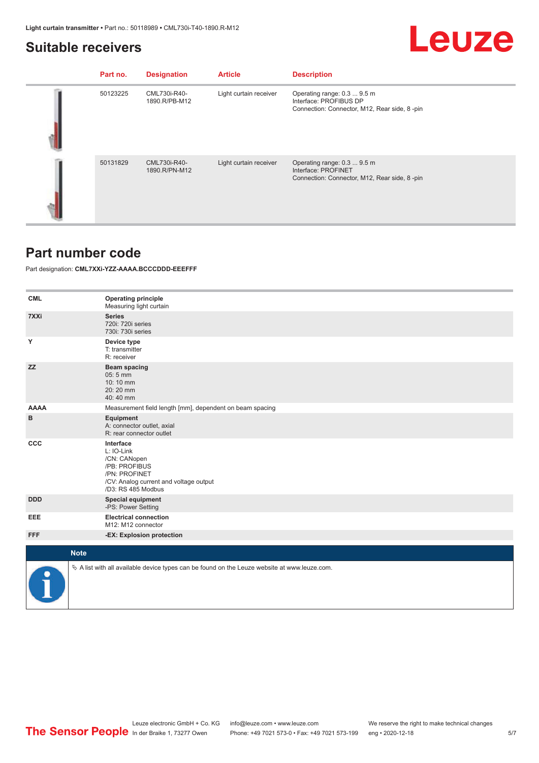## Suitable receivers

| Part no. | Designation | Article | Description |
|---|---|---|---|
| 50123225 | CML730i-R40-1890.R/PB-M12 | Light curtain receiver | Operating range: 0.3 ... 9.5 m<br>Interface: PROFIBUS DP<br>Connection: Connector, M12, Rear side, 8 -pin |
| 50131829 | CML730i-R40-1890.R/PN-M12 | Light curtain receiver | Operating range: 0.3 ... 9.5 m<br>Interface: PROFINET<br>Connection: Connector, M12, Rear side, 8 -pin |

## Part number code

Part designation: **CML7XXi-YZZ-AAAA.BCCCDDD-EEEFFF**

| | |
|---|---|
| **CML** | **Operating principle**<br>Measuring light curtain |
| **7XXi** | **Series**<br>720i: 720i series<br>730i: 730i series |
| **Y** | **Device type**<br>T: transmitter<br>R: receiver |
| **ZZ** | **Beam spacing**<br>05: 5 mm<br>10: 10 mm<br>20: 20 mm<br>40: 40 mm |
| **AAAA** | Measurement field length [mm], dependent on beam spacing |
| **B** | **Equipment**<br>A: connector outlet, axial<br>R: rear connector outlet |
| **CCC** | **Interface**<br>L: IO-Link<br>/CN: CANopen<br>/PB: PROFIBUS<br>/PN: PROFINET<br>/CV: Analog current and voltage output<br>/D3: RS 485 Modbus |
| **DDD** | **Special equipment**<br>-PS: Power Setting |
| **EEE** | **Electrical connection**<br>M12: M12 connector |
| **FFF** | **-EX: Explosion protection** |

**Note**

A list with all available device types can be found on the Leuze website at www.leuze.com.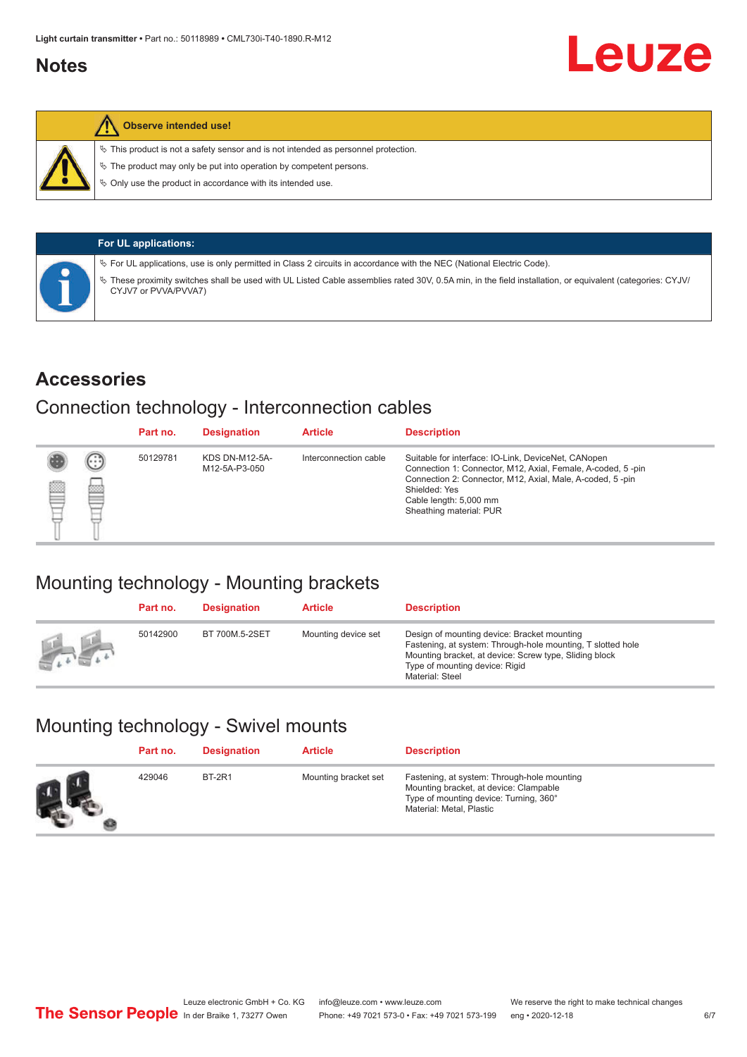## Notes

**Observe intended use!**

- This product is not a safety sensor and is not intended as personnel protection.
- The product may only be put into operation by competent persons.
- Only use the product in accordance with its intended use.

**For UL applications:**

- For UL applications, use is only permitted in Class 2 circuits in accordance with the NEC (National Electric Code).
- These proximity switches shall be used with UL Listed Cable assemblies rated 30V, 0.5A min, in the field installation, or equivalent (categories: CYJV/CYJV7 or PVVA/PVVA7)

## Accessories

### Connection technology - Interconnection cables

| Part no. | Designation | Article | Description |
|---|---|---|---|
| 50129781 | KDS DN-M12-5A-M12-5A-P3-050 | Interconnection cable | Suitable for interface: IO-Link, DeviceNet, CANopen<br>Connection 1: Connector, M12, Axial, Female, A-coded, 5 -pin<br>Connection 2: Connector, M12, Axial, Male, A-coded, 5 -pin<br>Shielded: Yes<br>Cable length: 5,000 mm<br>Sheathing material: PUR |

### Mounting technology - Mounting brackets

| Part no. | Designation | Article | Description |
|---|---|---|---|
| 50142900 | BT 700M.5-2SET | Mounting device set | Design of mounting device: Bracket mounting<br>Fastening, at system: Through-hole mounting, T slotted hole<br>Mounting bracket, at device: Screw type, Sliding block<br>Type of mounting device: Rigid<br>Material: Steel |

### Mounting technology - Swivel mounts

| Part no. | Designation | Article | Description |
|---|---|---|---|
| 429046 | BT-2R1 | Mounting bracket set | Fastening, at system: Through-hole mounting<br>Mounting bracket, at device: Clampable<br>Type of mounting device: Turning, 360°<br>Material: Metal, Plastic |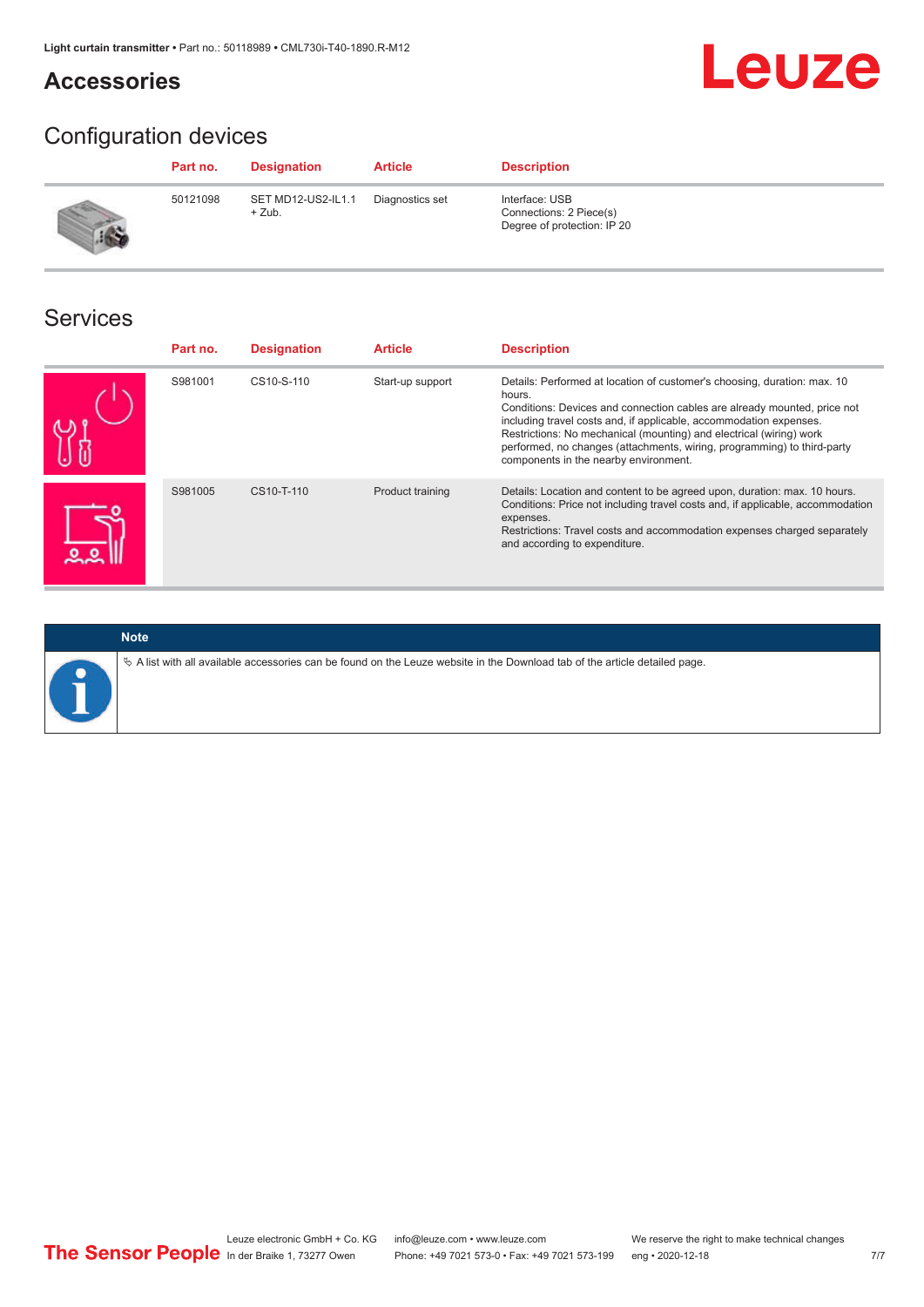## Accessories

### Configuration devices

| | Part no. | Designation | Article | Description |
|---|---|---|---|---|
| | 50121098 | SET MD12-US2-IL1.1 + Zub. | Diagnostics set | Interface: USB<br>Connections: 2 Piece(s)<br>Degree of protection: IP 20 |

### Services

| | Part no. | Designation | Article | Description |
|---|---|---|---|---|
| | S981001 | CS10-S-110 | Start-up support | Details: Performed at location of customer's choosing, duration: max. 10 hours.<br>Conditions: Devices and connection cables are already mounted, price not including travel costs and, if applicable, accommodation expenses.<br>Restrictions: No mechanical (mounting) and electrical (wiring) work performed, no changes (attachments, wiring, programming) to third-party components in the nearby environment. |
| | S981005 | CS10-T-110 | Product training | Details: Location and content to be agreed upon, duration: max. 10 hours.<br>Conditions: Price not including travel costs and, if applicable, accommodation expenses.<br>Restrictions: Travel costs and accommodation expenses charged separately and according to expenditure. |

**Note**

↳ A list with all available accessories can be found on the Leuze website in the Download tab of the article detailed page.